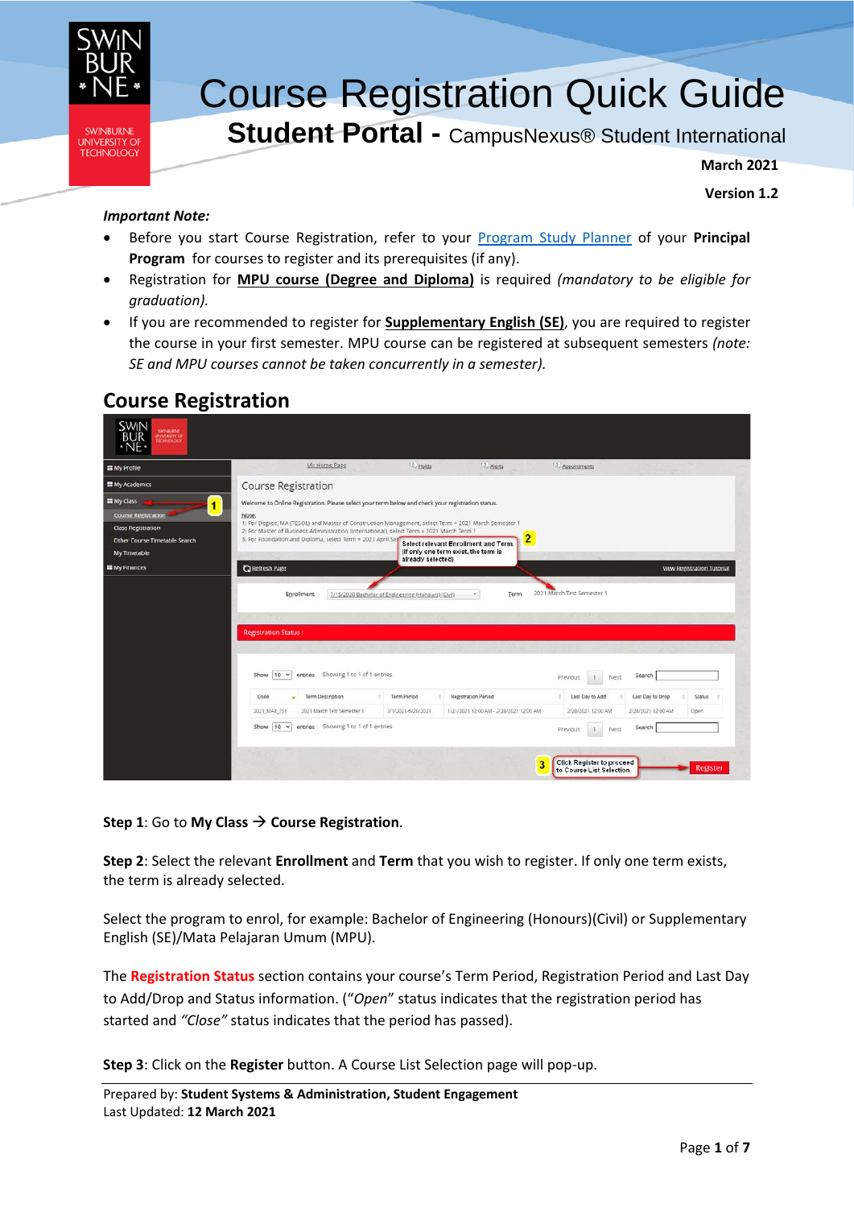# Course Registration Quick Guide

## Student Portal - CampusNexus® Student International

**March 2021**

**Version 1.2**

*Important Note:*

- Before you start Course Registration, refer to your Program Study Planner of your **Principal Program** for courses to register and its prerequisites (if any).
- Registration for **MPU course (Degree and Diploma)** is required *(mandatory to be eligible for graduation).*
- If you are recommended to register for **Supplementary English (SE)**, you are required to register the course in your first semester. MPU course can be registered at subsequent semesters *(note: SE and MPU courses cannot be taken concurrently in a semester).*

## Course Registration

**Step 1**: Go to **My Class** → **Course Registration**.

**Step 2**: Select the relevant **Enrollment** and **Term** that you wish to register. If only one term exists, the term is already selected.

Select the program to enrol, for example: Bachelor of Engineering (Honours)(Civil) or Supplementary English (SE)/Mata Pelajaran Umum (MPU).

The **Registration Status** section contains your course's Term Period, Registration Period and Last Day to Add/Drop and Status information. ("*Open*" status indicates that the registration period has started and *"Close"* status indicates that the period has passed).

**Step 3**: Click on the **Register** button. A Course List Selection page will pop-up.

Prepared by: **Student Systems & Administration, Student Engagement**
Last Updated: **12 March 2021**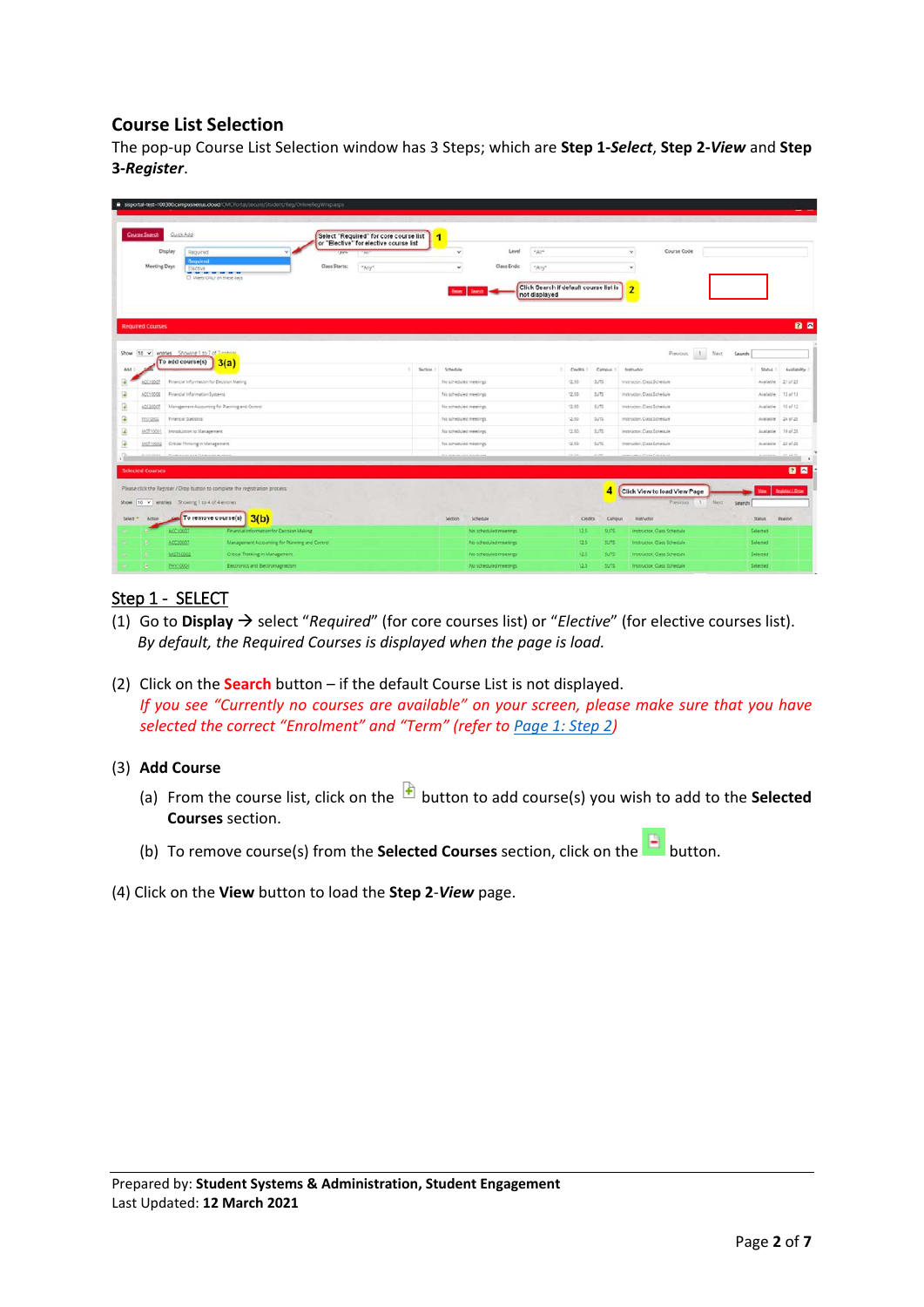## Course List Selection

The pop-up Course List Selection window has 3 Steps; which are **Step 1-*Select***, **Step 2-*View*** and **Step 3-*Register***.

<u>Step 1 - SELECT</u>

(1) Go to **Display** → select "*Required*" (for core courses list) or "*Elective*" (for elective courses list). *By default, the Required Courses is displayed when the page is load.*

(2) Click on the **Search** button – if the default Course List is not displayed. *If you see "Currently no courses are available" on your screen, please make sure that you have selected the correct "Enrolment" and "Term" (refer to Page 1: Step 2)*

(3) **Add Course**

(a) From the course list, click on the button to add course(s) you wish to add to the **Selected Courses** section.

(b) To remove course(s) from the **Selected Courses** section, click on the button.

(4) Click on the **View** button to load the **Step 2-*View*** page.

Prepared by: **Student Systems & Administration, Student Engagement**
Last Updated: **12 March 2021**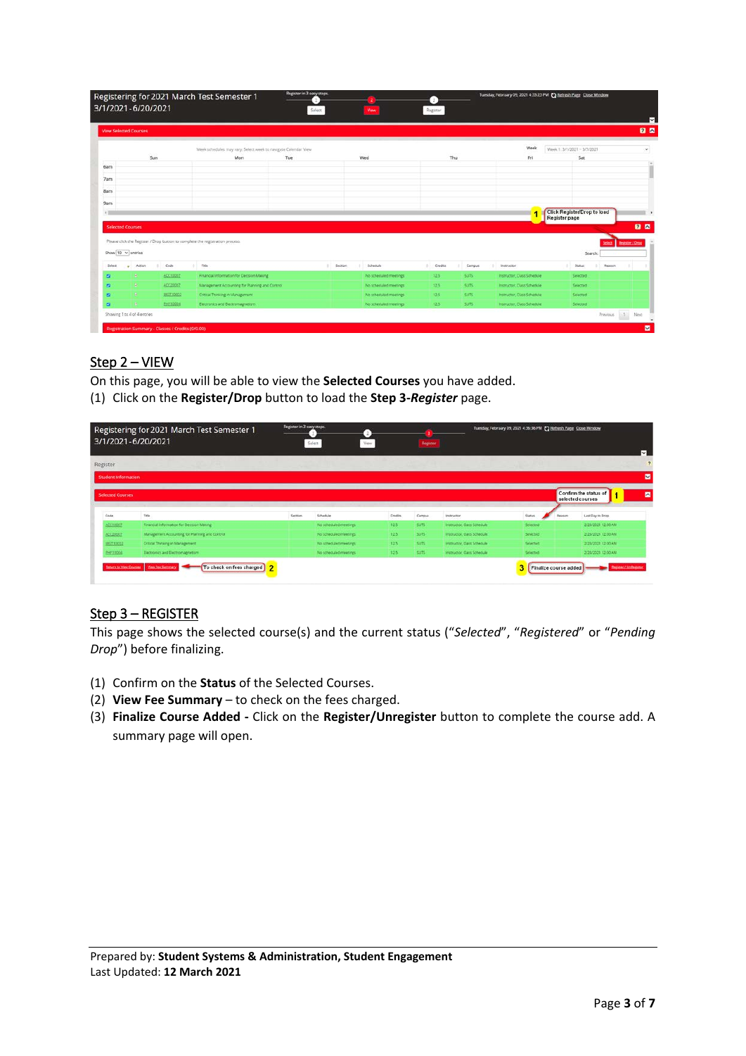## Step 2 – VIEW

On this page, you will be able to view the **Selected Courses** you have added.

(1) Click on the **Register/Drop** button to load the **Step 3-*Register*** page.

## Step 3 – REGISTER

This page shows the selected course(s) and the current status ("*Selected*", "*Registered*" or "*Pending Drop*") before finalizing.

(1) Confirm on the **Status** of the Selected Courses.
(2) **View Fee Summary** – to check on the fees charged.
(3) **Finalize Course Added -** Click on the **Register/Unregister** button to complete the course add. A summary page will open.

Prepared by: **Student Systems & Administration, Student Engagement**
Last Updated: **12 March 2021**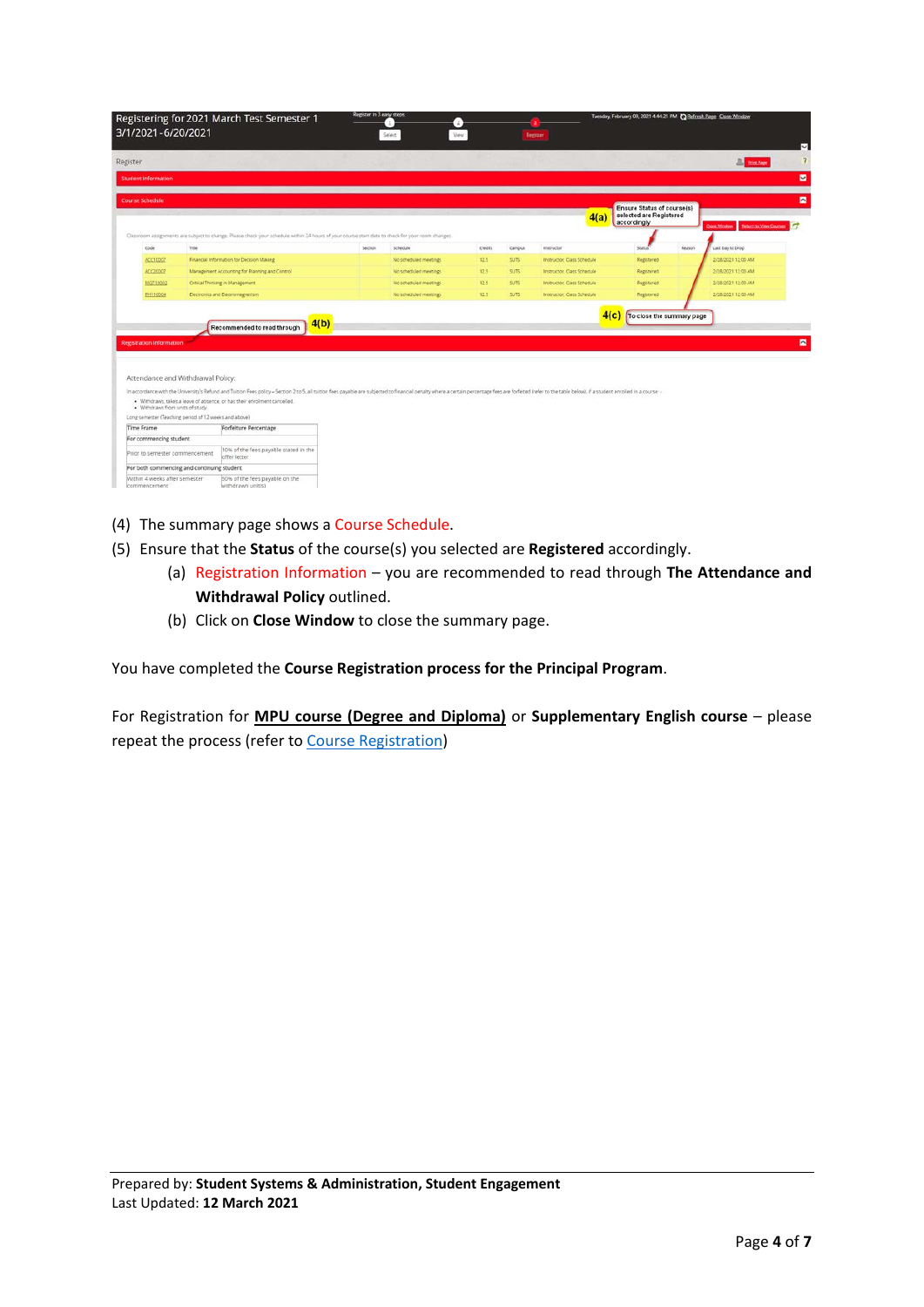(4) The summary page shows a Course Schedule.

(5) Ensure that the **Status** of the course(s) you selected are **Registered** accordingly.

(a) Registration Information – you are recommended to read through **The Attendance and Withdrawal Policy** outlined.

(b) Click on **Close Window** to close the summary page.

You have completed the **Course Registration process for the Principal Program**.

For Registration for **MPU course (Degree and Diploma)** or **Supplementary English course** – please repeat the process (refer to Course Registration)

Prepared by: **Student Systems & Administration, Student Engagement**
Last Updated: **12 March 2021**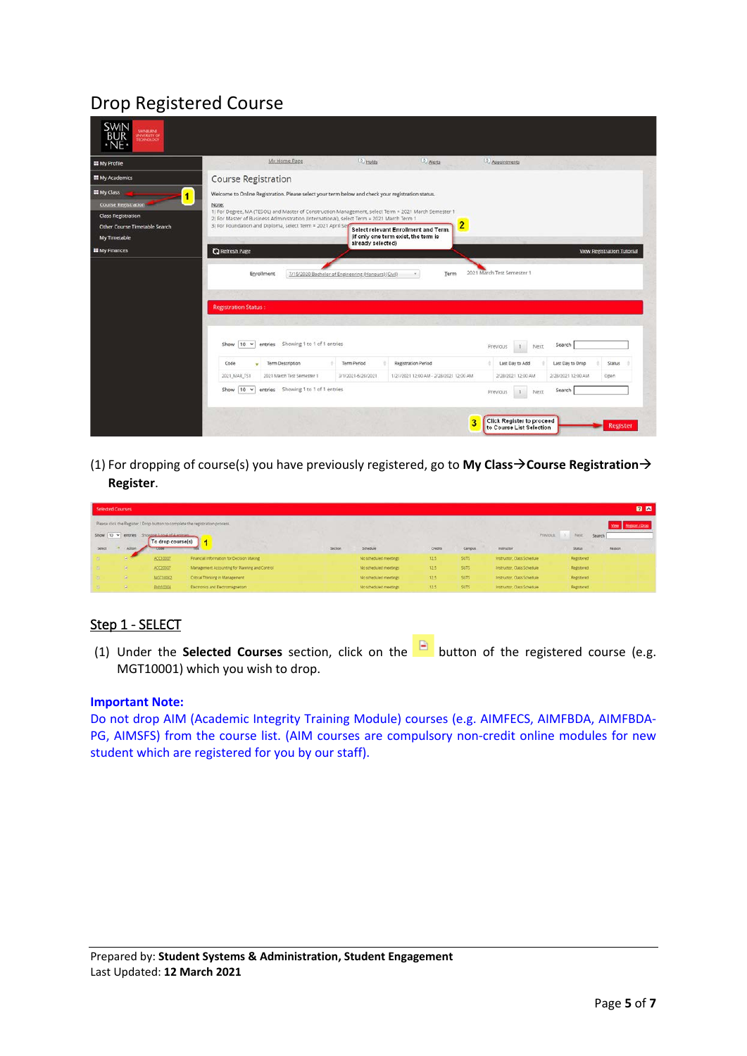# Drop Registered Course

(1) For dropping of course(s) you have previously registered, go to **My Class→Course Registration→ Register**.

## Step 1 - SELECT

(1) Under the **Selected Courses** section, click on the button of the registered course (e.g. MGT10001) which you wish to drop.

**Important Note:**
Do not drop AIM (Academic Integrity Training Module) courses (e.g. AIMFECS, AIMFBDA, AIMFBDA-PG, AIMSFS) from the course list. (AIM courses are compulsory non-credit online modules for new student which are registered for you by our staff).

Prepared by: **Student Systems & Administration, Student Engagement**
Last Updated: **12 March 2021**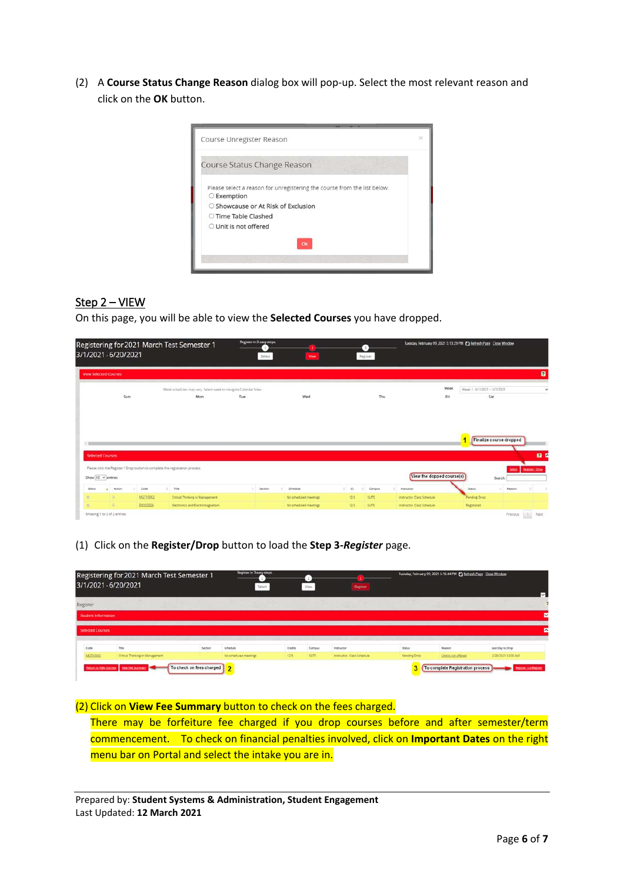(2) A **Course Status Change Reason** dialog box will pop-up. Select the most relevant reason and click on the **OK** button.

## Step 2 – VIEW

On this page, you will be able to view the **Selected Courses** you have dropped.

(1) Click on the **Register/Drop** button to load the **Step 3-*Register*** page.

(2) Click on **View Fee Summary** button to check on the fees charged.

There may be forfeiture fee charged if you drop courses before and after semester/term commencement. To check on financial penalties involved, click on **Important Dates** on the right menu bar on Portal and select the intake you are in.

Prepared by: **Student Systems & Administration, Student Engagement**
Last Updated: **12 March 2021**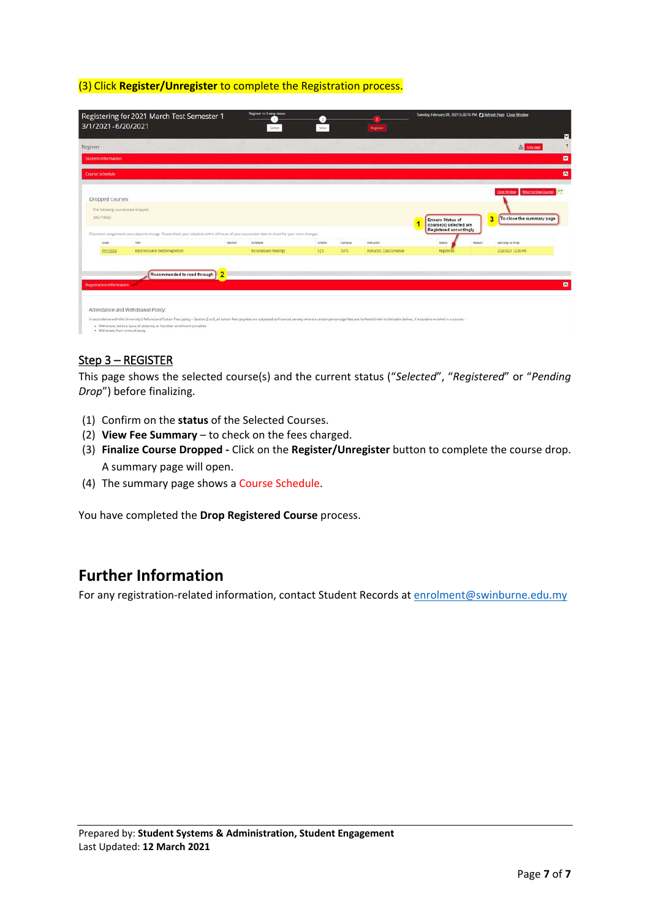(3) Click **Register/Unregister** to complete the Registration process.

## Step 3 – REGISTER

This page shows the selected course(s) and the current status ("*Selected*", "*Registered*" or "*Pending Drop*") before finalizing.

(1) Confirm on the **status** of the Selected Courses.
(2) **View Fee Summary** – to check on the fees charged.
(3) **Finalize Course Dropped -** Click on the **Register/Unregister** button to complete the course drop. A summary page will open.
(4) The summary page shows a Course Schedule.

You have completed the **Drop Registered Course** process.

# Further Information

For any registration-related information, contact Student Records at enrolment@swinburne.edu.my

Prepared by: **Student Systems & Administration, Student Engagement**
Last Updated: **12 March 2021**